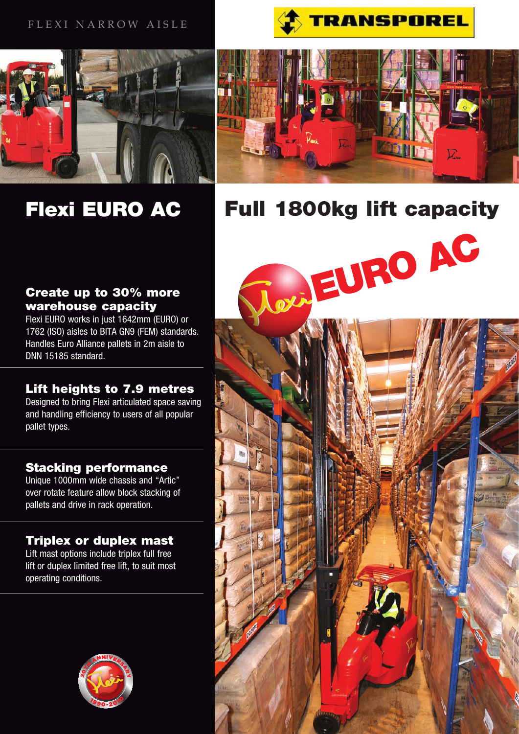FLEXI NARROW AISLE

TRANSPOREL

# Flexi EURO AC

# Full 1800kg lift capacity

EURO AC

## Create up to 30% more warehouse capacity

Flexi EURO works in just 1642mm (EURO) or 1762 (ISO) aisles to BITA GN9 (FEM) standards. Handles Euro Alliance pallets in 2m aisle to DNN 15185 standard.

## Lift heights to 7.9 metres

Designed to bring Flexi articulated space saving and handling efficiency to users of all popular pallet types.

## Stacking performance

Unique 1000mm wide chassis and "Artic" over rotate feature allow block stacking of pallets and drive in rack operation.

## Triplex or duplex mast

Lift mast options include triplex full free lift or duplex limited free lift, to suit most operating conditions.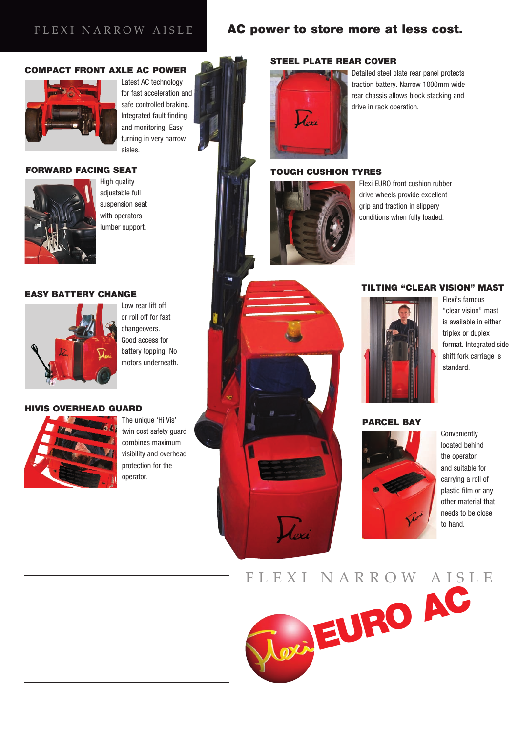FLEXI NARROW AISLE

# AC power to store more at less cost.

## COMPACT FRONT AXLE AC POWER

Latest AC technology for fast acceleration and safe controlled braking. Integrated fault finding and monitoring. Easy turning in very narrow aisles.

## FORWARD FACING SEAT

High quality adjustable full suspension seat with operators lumber support.

## EASY BATTERY CHANGE

Low rear lift off or roll off for fast changeovers. Good access for battery topping. No motors underneath.

## HIVIS OVERHEAD GUARD

The unique 'Hi Vis' twin cost safety guard combines maximum visibility and overhead protection for the operator.

## STEEL PLATE REAR COVER

Detailed steel plate rear panel protects traction battery. Narrow 1000mm wide rear chassis allows block stacking and drive in rack operation.

## TOUGH CUSHION TYRES

Flexi EURO front cushion rubber drive wheels provide excellent grip and traction in slippery conditions when fully loaded.

## TILTING "CLEAR VISION" MAST

Flexi's famous "clear vision" mast is available in either triplex or duplex format. Integrated side shift fork carriage is standard.

## PARCEL BAY

Conveniently located behind the operator and suitable for carrying a roll of plastic film or any other material that needs to be close to hand.

FLEXI NARROW AISLE

EURO AC